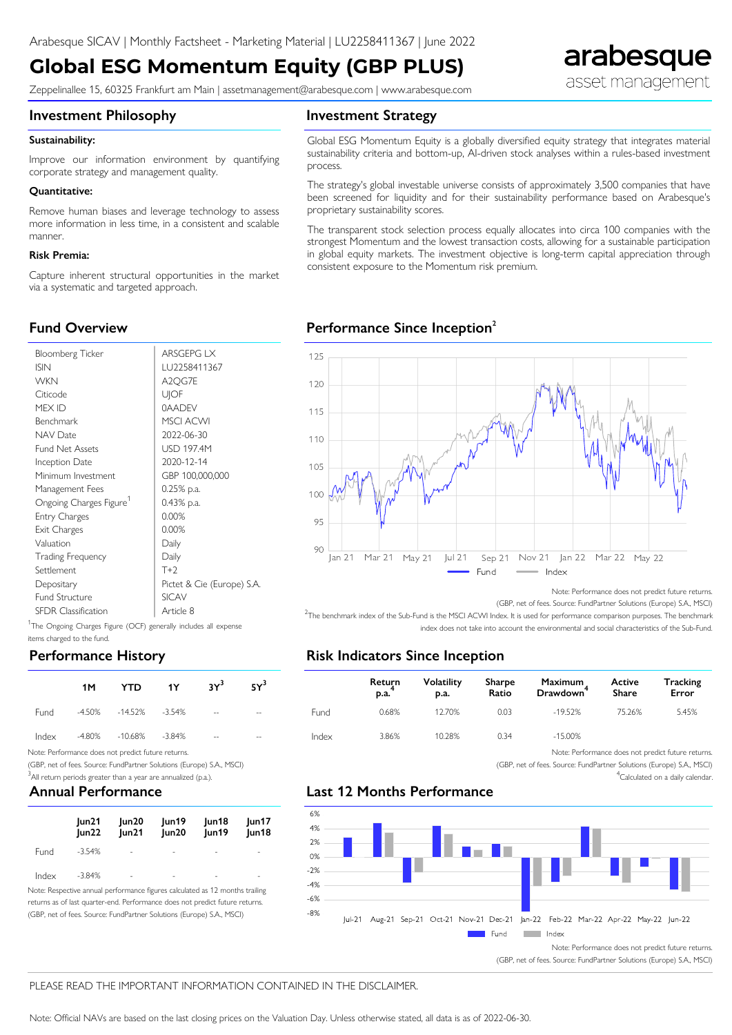Arabesque SICAV | Monthly Factsheet - Marketing Material | LU2258411367 | June 2022

# Global ESG Momentum Equity (GBP PLUS)

Zeppelinallee 15, 60325 Frankfurt am Main | assetmanagement@arabesque.com | www.arabesque.com

arabesque asset management

## Investment Philosophy

**Sustainability:**

Improve our information environment by quantifying corporate strategy and management quality.

**Quantitative:**

Remove human biases and leverage technology to assess more information in less time, in a consistent and scalable manner.

**Risk Premia:**

Capture inherent structural opportunities in the market via a systematic and targeted approach.

## Investment Strategy

Global ESG Momentum Equity is a globally diversified equity strategy that integrates material sustainability criteria and bottom-up, AI-driven stock analyses within a rules-based investment process.

The strategy's global investable universe consists of approximately 3,500 companies that have been screened for liquidity and for their sustainability performance based on Arabesque's proprietary sustainability scores.

The transparent stock selection process equally allocates into circa 100 companies with the strongest Momentum and the lowest transaction costs, allowing for a sustainable participation in global equity markets. The investment objective is long-term capital appreciation through consistent exposure to the Momentum risk premium.

## Fund Overview

| | |
|---|---|
| Bloomberg Ticker | ARSGEPG LX |
| ISIN | LU2258411367 |
| WKN | A2QG7E |
| Citicode | UJOF |
| MEX ID | 0AADEV |
| Benchmark | MSCI ACWI |
| NAV Date | 2022-06-30 |
| Fund Net Assets | USD 197.4M |
| Inception Date | 2020-12-14 |
| Minimum Investment | GBP 100,000,000 |
| Management Fees | 0.25% p.a. |
| Ongoing Charges Figure[1] | 0.43% p.a. |
| Entry Charges | 0.00% |
| Exit Charges | 0.00% |
| Valuation | Daily |
| Trading Frequency | Daily |
| Settlement | T+2 |
| Depositary | Pictet & Cie (Europe) S.A. |
| Fund Structure | SICAV |
| SFDR Classification | Article 8 |

[1]The Ongoing Charges Figure (OCF) generally includes all expense items charged to the fund.

## Performance Since Inception[2]

Note: Performance does not predict future returns.

(GBP, net of fees. Source: FundPartner Solutions (Europe) S.A., MSCI)

[2]The benchmark index of the Sub-Fund is the MSCI ACWI Index. It is used for performance comparison purposes. The benchmark index does not take into account the environmental and social characteristics of the Sub-Fund.

## Performance History

| | 1M | YTD | 1Y | 3Y[3] | 5Y[3] |
|---|---|---|---|---|---|
| Fund | -4.50% | -14.52% | -3.54% | -- | -- |
| Index | -4.80% | -10.68% | -3.84% | -- | -- |

Note: Performance does not predict future returns.

(GBP, net of fees. Source: FundPartner Solutions (Europe) S.A., MSCI)

[3]All return periods greater than a year are annualized (p.a.).

## Risk Indicators Since Inception

| | Return p.a.[4] | Volatility p.a. | Sharpe Ratio | Maximum Drawdown[4] | Active Share | Tracking Error |
|---|---|---|---|---|---|---|
| Fund | 0.68% | 12.70% | 0.03 | -19.52% | 75.26% | 5.45% |
| Index | 3.86% | 10.28% | 0.34 | -15.00% | | |

Note: Performance does not predict future returns.

(GBP, net of fees. Source: FundPartner Solutions (Europe) S.A., MSCI)

[4]Calculated on a daily calendar.

## Annual Performance

| | Jun21 Jun22 | Jun20 Jun21 | Jun19 Jun20 | Jun18 Jun19 | Jun17 Jun18 |
|---|---|---|---|---|---|
| Fund | -3.54% | - | - | - | - |
| Index | -3.84% | - | - | - | - |

Note: Respective annual performance figures calculated as 12 months trailing returns as of last quarter-end. Performance does not predict future returns. (GBP, net of fees. Source: FundPartner Solutions (Europe) S.A., MSCI)

## Last 12 Months Performance

Note: Performance does not predict future returns.

(GBP, net of fees. Source: FundPartner Solutions (Europe) S.A., MSCI)

PLEASE READ THE IMPORTANT INFORMATION CONTAINED IN THE DISCLAIMER.

Note: Official NAVs are based on the last closing prices on the Valuation Day. Unless otherwise stated, all data is as of 2022-06-30.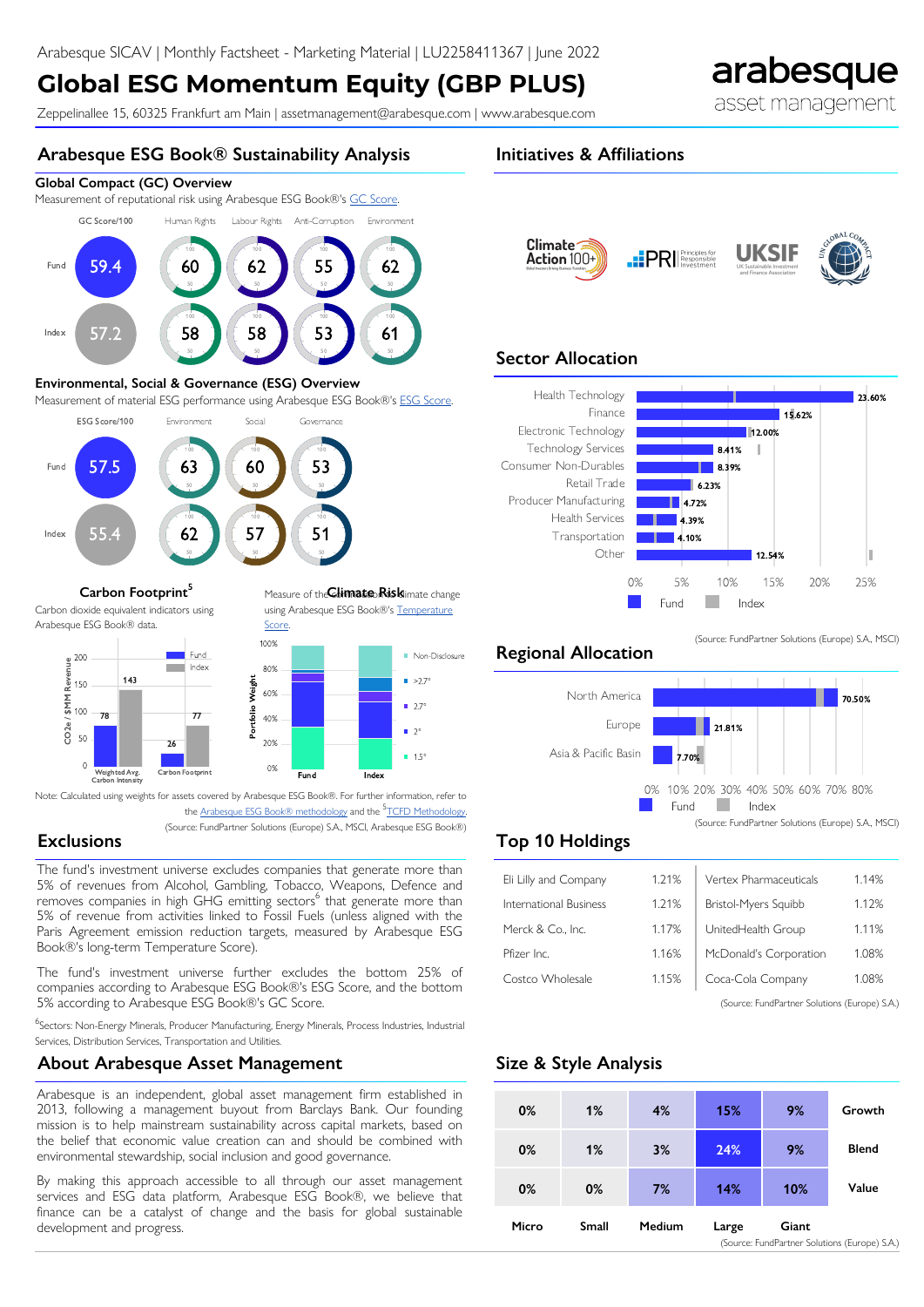Arabesque SICAV | Monthly Factsheet - Marketing Material | LU2258411367 | June 2022

# Global ESG Momentum Equity (GBP PLUS)

Zeppelinallee 15, 60325 Frankfurt am Main | assetmanagement@arabesque.com | www.arabesque.com

## Arabesque ESG Book® Sustainability Analysis

### Global Compact (GC) Overview

Measurement of reputational risk using Arabesque ESG Book®'s GC Score.

| | GC Score/100 | Human Rights | Labour Rights | Anti-Corruption | Environment |
|---|---|---|---|---|---|
| Fund | 59.4 | 60 | 62 | 55 | 62 |
| Index | 57.2 | 58 | 58 | 53 | 61 |

### Environmental, Social & Governance (ESG) Overview

Measurement of material ESG performance using Arabesque ESG Book®'s ESG Score.

| | ESG Score/100 | Environment | Social | Governance |
|---|---|---|---|---|
| Fund | 57.5 | 63 | 60 | 53 |
| Index | 55.4 | 62 | 57 | 51 |

### Carbon Footprint[5]

Carbon dioxide equivalent indicators using Arabesque ESG Book® data.

| $CO_2e$ / $MM Revenue | Fund | Index |
|---|---|---|
| Weighted Avg. Carbon Intensity | 78 | 143 |
| Carbon Footprint | 26 | 77 |

### Climate Risk

Measure of the fund's alignment to climate change using Arabesque ESG Book®'s Temperature Score.

Portfolio Weight — Fund / Index; categories: Non-Disclosure, >2.7°, 2.7°, 2°, 1.5°

Note: Calculated using weights for assets covered by Arabesque ESG Book®. For further information, refer to the Arabesque ESG Book® methodology and the [5]TCFD Methodology.

(Source: FundPartner Solutions (Europe) S.A., MSCI, Arabesque ESG Book®)

## Exclusions

The fund's investment universe excludes companies that generate more than 5% of revenues from Alcohol, Gambling, Tobacco, Weapons, Defence and removes companies in high GHG emitting sectors[6] that generate more than 5% of revenue from activities linked to Fossil Fuels (unless aligned with the Paris Agreement emission reduction targets, measured by Arabesque ESG Book®'s long-term Temperature Score).

The fund's investment universe further excludes the bottom 25% of companies according to Arabesque ESG Book®'s ESG Score, and the bottom 5% according to Arabesque ESG Book®'s GC Score.

[6]Sectors: Non-Energy Minerals, Producer Manufacturing, Energy Minerals, Process Industries, Industrial Services, Distribution Services, Transportation and Utilities.

## About Arabesque Asset Management

Arabesque is an independent, global asset management firm established in 2013, following a management buyout from Barclays Bank. Our founding mission is to help mainstream sustainability across capital markets, based on the belief that economic value creation can and should be combined with environmental stewardship, social inclusion and good governance.

By making this approach accessible to all through our asset management services and ESG data platform, Arabesque ESG Book®, we believe that finance can be a catalyst of change and the basis for global sustainable development and progress.

## Initiatives & Affiliations

Climate Action 100+ | PRI Principles for Responsible Investment | UKSIF UK Sustainable Investment and Finance Association | UN Global Compact

## Sector Allocation

| Sector | Fund |
|---|---|
| Health Technology | 23.60% |
| Finance | 15.62% |
| Electronic Technology | 12.00% |
| Technology Services | 8.41% |
| Consumer Non-Durables | 8.39% |
| Retail Trade | 6.23% |
| Producer Manufacturing | 4.72% |
| Health Services | 4.39% |
| Transportation | 4.10% |
| Other | 12.54% |

(Source: FundPartner Solutions (Europe) S.A., MSCI)

## Regional Allocation

| Region | Fund |
|---|---|
| North America | 70.50% |
| Europe | 21.81% |
| Asia & Pacific Basin | 7.70% |

(Source: FundPartner Solutions (Europe) S.A., MSCI)

## Top 10 Holdings

| Holding | Weight | Holding | Weight |
|---|---|---|---|
| Eli Lilly and Company | 1.21% | Vertex Pharmaceuticals | 1.14% |
| International Business | 1.21% | Bristol-Myers Squibb | 1.12% |
| Merck & Co., Inc. | 1.17% | UnitedHealth Group | 1.11% |
| Pfizer Inc. | 1.16% | McDonald's Corporation | 1.08% |
| Costco Wholesale | 1.15% | Coca-Cola Company | 1.08% |

(Source: FundPartner Solutions (Europe) S.A.)

## Size & Style Analysis

| | Micro | Small | Medium | Large | Giant |
|---|---|---|---|---|---|
| Growth | 0% | 1% | 4% | 15% | 9% |
| Blend | 0% | 1% | 3% | 24% | 9% |
| Value | 0% | 0% | 7% | 14% | 10% |

(Source: FundPartner Solutions (Europe) S.A.)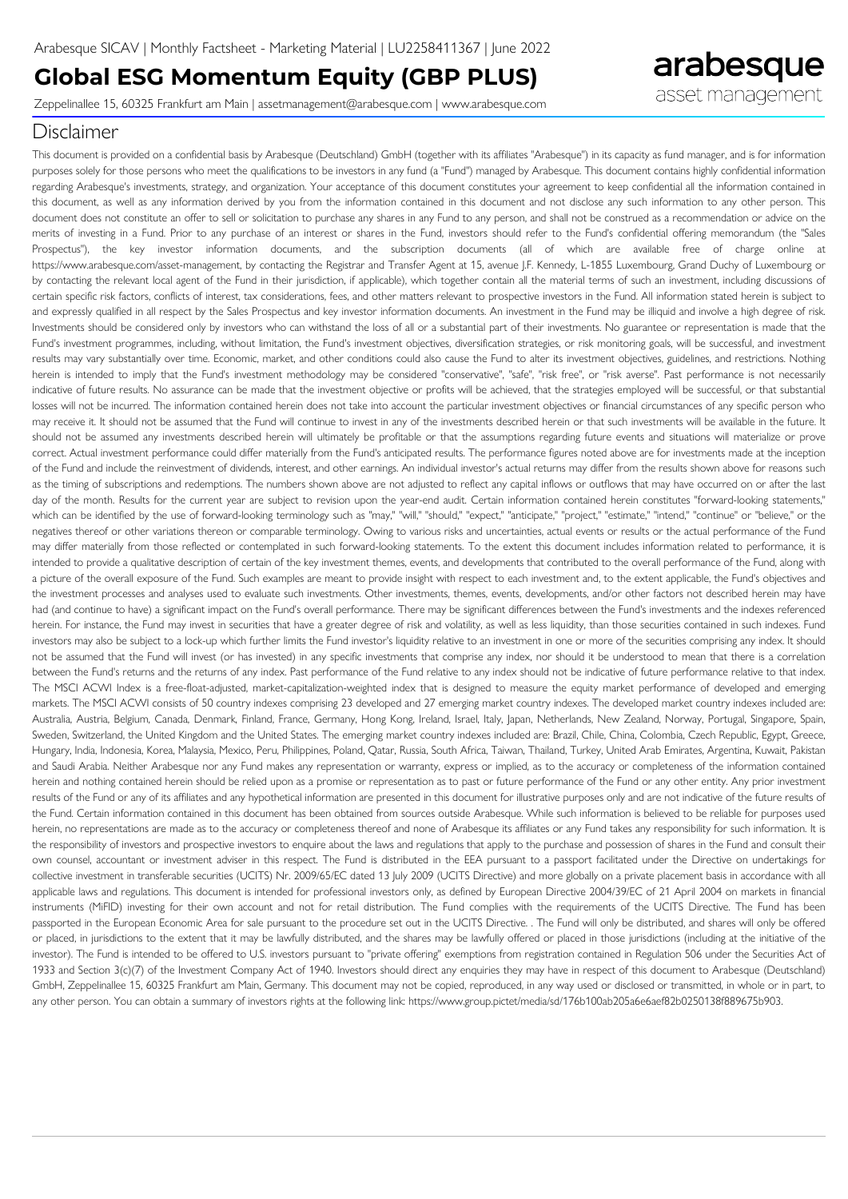# Global ESG Momentum Equity (GBP PLUS)

Arabesque SICAV | Monthly Factsheet - Marketing Material | LU2258411367 | June 2022

Zeppelinallee 15, 60325 Frankfurt am Main | assetmanagement@arabesque.com | www.arabesque.com

## Disclaimer

This document is provided on a confidential basis by Arabesque (Deutschland) GmbH (together with its affiliates "Arabesque") in its capacity as fund manager, and is for information purposes solely for those persons who meet the qualifications to be investors in any fund (a "Fund") managed by Arabesque. This document contains highly confidential information regarding Arabesque's investments, strategy, and organization. Your acceptance of this document constitutes your agreement to keep confidential all the information contained in this document, as well as any information derived by you from the information contained in this document and not disclose any such information to any other person. This document does not constitute an offer to sell or solicitation to purchase any shares in any Fund to any person, and shall not be construed as a recommendation or advice on the merits of investing in a Fund. Prior to any purchase of an interest or shares in the Fund, investors should refer to the Fund's confidential offering memorandum (the "Sales Prospectus"), the key investor information documents, and the subscription documents (all of which are available free of charge online at https://www.arabesque.com/asset-management, by contacting the Registrar and Transfer Agent at 15, avenue J.F. Kennedy, L-1855 Luxembourg, Grand Duchy of Luxembourg or by contacting the relevant local agent of the Fund in their jurisdiction, if applicable), which together contain all the material terms of such an investment, including discussions of certain specific risk factors, conflicts of interest, tax considerations, fees, and other matters relevant to prospective investors in the Fund. All information stated herein is subject to and expressly qualified in all respect by the Sales Prospectus and key investor information documents. An investment in the Fund may be illiquid and involve a high degree of risk. Investments should be considered only by investors who can withstand the loss of all or a substantial part of their investments. No guarantee or representation is made that the Fund's investment programmes, including, without limitation, the Fund's investment objectives, diversification strategies, or risk monitoring goals, will be successful, and investment results may vary substantially over time. Economic, market, and other conditions could also cause the Fund to alter its investment objectives, guidelines, and restrictions. Nothing herein is intended to imply that the Fund's investment methodology may be considered "conservative", "safe", "risk free", or "risk averse". Past performance is not necessarily indicative of future results. No assurance can be made that the investment objective or profits will be achieved, that the strategies employed will be successful, or that substantial losses will not be incurred. The information contained herein does not take into account the particular investment objectives or financial circumstances of any specific person who may receive it. It should not be assumed that the Fund will continue to invest in any of the investments described herein or that such investments will be available in the future. It should not be assumed any investments described herein will ultimately be profitable or that the assumptions regarding future events and situations will materialize or prove correct. Actual investment performance could differ materially from the Fund's anticipated results. The performance figures noted above are for investments made at the inception of the Fund and include the reinvestment of dividends, interest, and other earnings. An individual investor's actual returns may differ from the results shown above for reasons such as the timing of subscriptions and redemptions. The numbers shown above are not adjusted to reflect any capital inflows or outflows that may have occurred on or after the last day of the month. Results for the current year are subject to revision upon the year-end audit. Certain information contained herein constitutes "forward-looking statements," which can be identified by the use of forward-looking terminology such as "may," "will," "should," "expect," "anticipate," "project," "estimate," "intend," "continue" or "believe," or the negatives thereof or other variations thereon or comparable terminology. Owing to various risks and uncertainties, actual events or results or the actual performance of the Fund may differ materially from those reflected or contemplated in such forward-looking statements. To the extent this document includes information related to performance, it is intended to provide a qualitative description of certain of the key investment themes, events, and developments that contributed to the overall performance of the Fund, along with a picture of the overall exposure of the Fund. Such examples are meant to provide insight with respect to each investment and, to the extent applicable, the Fund's objectives and the investment processes and analyses used to evaluate such investments. Other investments, themes, events, developments, and/or other factors not described herein may have had (and continue to have) a significant impact on the Fund's overall performance. There may be significant differences between the Fund's investments and the indexes referenced herein. For instance, the Fund may invest in securities that have a greater degree of risk and volatility, as well as less liquidity, than those securities contained in such indexes. Fund investors may also be subject to a lock-up which further limits the Fund investor's liquidity relative to an investment in one or more of the securities comprising any index. It should not be assumed that the Fund will invest (or has invested) in any specific investments that comprise any index, nor should it be understood to mean that there is a correlation between the Fund's returns and the returns of any index. Past performance of the Fund relative to any index should not be indicative of future performance relative to that index. The MSCI ACWI Index is a free-float-adjusted, market-capitalization-weighted index that is designed to measure the equity market performance of developed and emerging markets. The MSCI ACWI consists of 50 country indexes comprising 23 developed and 27 emerging market country indexes. The developed market country indexes included are: Australia, Austria, Belgium, Canada, Denmark, Finland, France, Germany, Hong Kong, Ireland, Israel, Italy, Japan, Netherlands, New Zealand, Norway, Portugal, Singapore, Spain, Sweden, Switzerland, the United Kingdom and the United States. The emerging market country indexes included are: Brazil, Chile, China, Colombia, Czech Republic, Egypt, Greece, Hungary, India, Indonesia, Korea, Malaysia, Mexico, Peru, Philippines, Poland, Qatar, Russia, South Africa, Taiwan, Thailand, Turkey, United Arab Emirates, Argentina, Kuwait, Pakistan and Saudi Arabia. Neither Arabesque nor any Fund makes any representation or warranty, express or implied, as to the accuracy or completeness of the information contained herein and nothing contained herein should be relied upon as a promise or representation as to past or future performance of the Fund or any other entity. Any prior investment results of the Fund or any of its affiliates and any hypothetical information are presented in this document for illustrative purposes only and are not indicative of the future results of the Fund. Certain information contained in this document has been obtained from sources outside Arabesque. While such information is believed to be reliable for purposes used herein, no representations are made as to the accuracy or completeness thereof and none of Arabesque its affiliates or any Fund takes any responsibility for such information. It is the responsibility of investors and prospective investors to enquire about the laws and regulations that apply to the purchase and possession of shares in the Fund and consult their own counsel, accountant or investment adviser in this respect. The Fund is distributed in the EEA pursuant to a passport facilitated under the Directive on undertakings for collective investment in transferable securities (UCITS) Nr. 2009/65/EC dated 13 July 2009 (UCITS Directive) and more globally on a private placement basis in accordance with all applicable laws and regulations. This document is intended for professional investors only, as defined by European Directive 2004/39/EC of 21 April 2004 on markets in financial instruments (MiFID) investing for their own account and not for retail distribution. The Fund complies with the requirements of the UCITS Directive. The Fund has been passported in the European Economic Area for sale pursuant to the procedure set out in the UCITS Directive. . The Fund will only be distributed, and shares will only be offered or placed, in jurisdictions to the extent that it may be lawfully distributed, and the shares may be lawfully offered or placed in those jurisdictions (including at the initiative of the investor). The Fund is intended to be offered to U.S. investors pursuant to "private offering" exemptions from registration contained in Regulation 506 under the Securities Act of 1933 and Section 3(c)(7) of the Investment Company Act of 1940. Investors should direct any enquiries they may have in respect of this document to Arabesque (Deutschland) GmbH, Zeppelinallee 15, 60325 Frankfurt am Main, Germany. This document may not be copied, reproduced, in any way used or disclosed or transmitted, in whole or in part, to any other person. You can obtain a summary of investors rights at the following link: https://www.group.pictet/media/sd/176b100ab205a6e6aef82b0250138f889675b903.